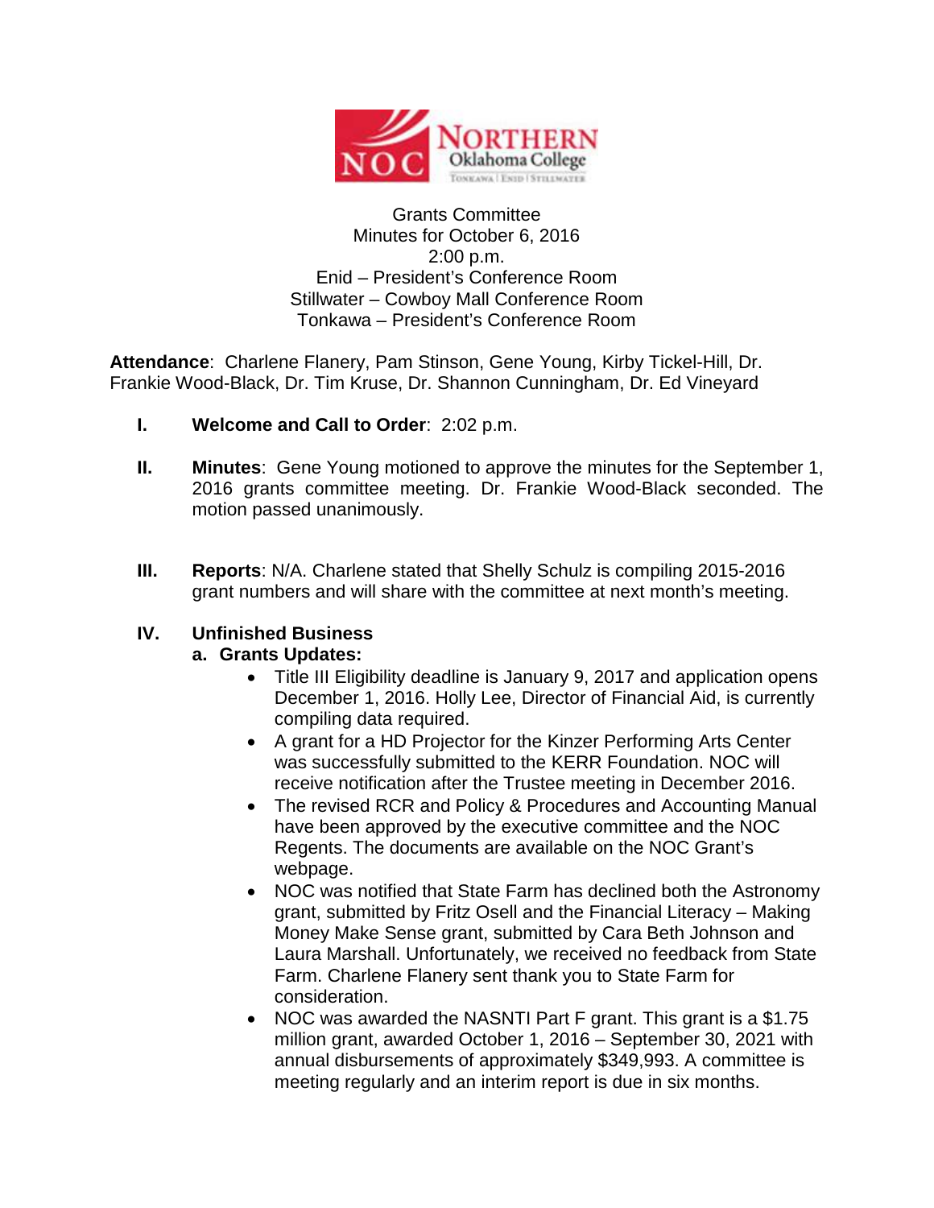Grants Committee
Minutes for October 6, 2016
2:00 p.m.
Enid – President's Conference Room
Stillwater – Cowboy Mall Conference Room
Tonkawa – President's Conference Room

**Attendance**: Charlene Flanery, Pam Stinson, Gene Young, Kirby Tickel-Hill, Dr. Frankie Wood-Black, Dr. Tim Kruse, Dr. Shannon Cunningham, Dr. Ed Vineyard

I. **Welcome and Call to Order**: 2:02 p.m.

II. **Minutes**: Gene Young motioned to approve the minutes for the September 1, 2016 grants committee meeting. Dr. Frankie Wood-Black seconded. The motion passed unanimously.

III. **Reports**: N/A. Charlene stated that Shelly Schulz is compiling 2015-2016 grant numbers and will share with the committee at next month's meeting.

IV. **Unfinished Business**

**a. Grants Updates:**

- Title III Eligibility deadline is January 9, 2017 and application opens December 1, 2016. Holly Lee, Director of Financial Aid, is currently compiling data required.
- A grant for a HD Projector for the Kinzer Performing Arts Center was successfully submitted to the KERR Foundation. NOC will receive notification after the Trustee meeting in December 2016.
- The revised RCR and Policy & Procedures and Accounting Manual have been approved by the executive committee and the NOC Regents. The documents are available on the NOC Grant's webpage.
- NOC was notified that State Farm has declined both the Astronomy grant, submitted by Fritz Osell and the Financial Literacy – Making Money Make Sense grant, submitted by Cara Beth Johnson and Laura Marshall. Unfortunately, we received no feedback from State Farm. Charlene Flanery sent thank you to State Farm for consideration.
- NOC was awarded the NASNTI Part F grant. This grant is a $1.75 million grant, awarded October 1, 2016 – September 30, 2021 with annual disbursements of approximately $349,993. A committee is meeting regularly and an interim report is due in six months.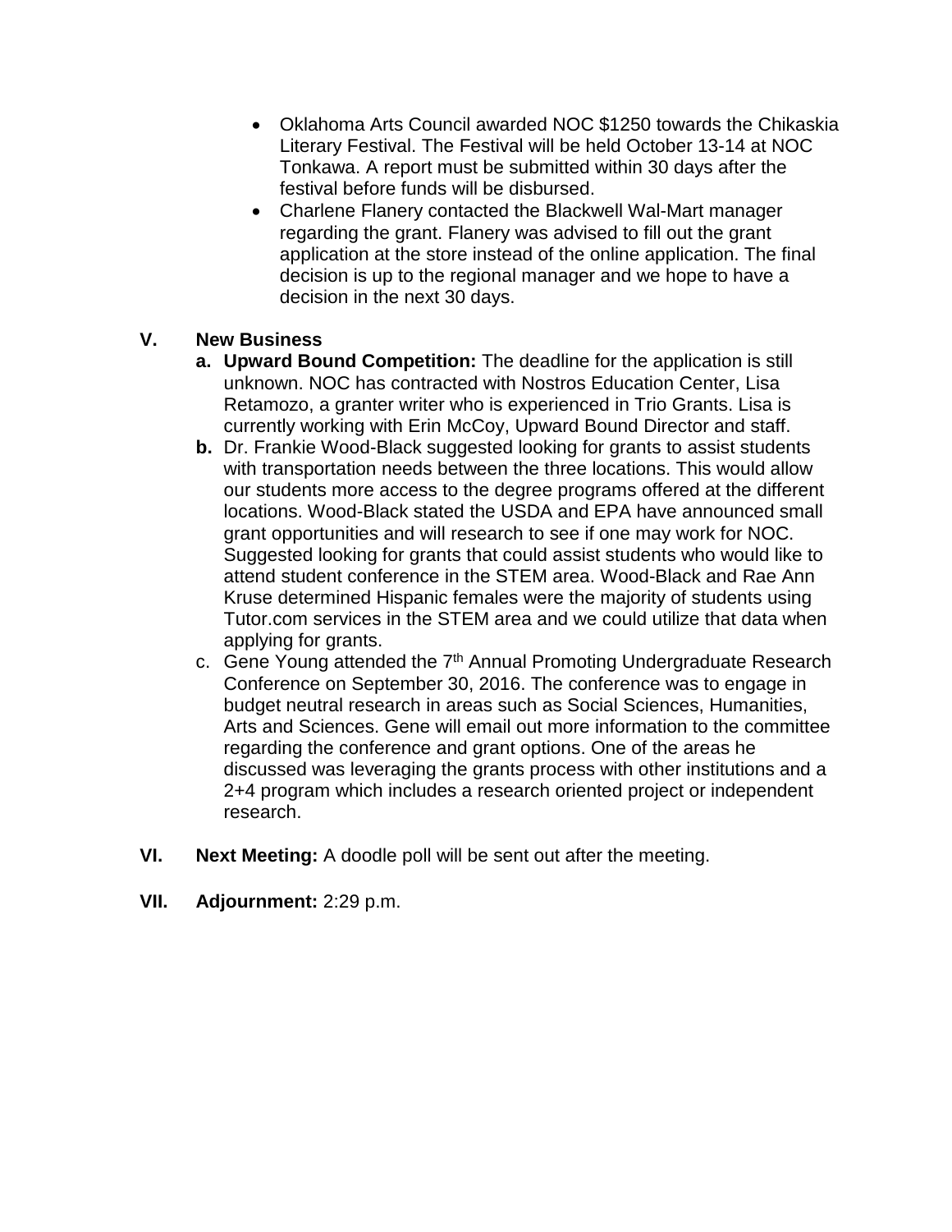- Oklahoma Arts Council awarded NOC $1250 towards the Chikaskia Literary Festival. The Festival will be held October 13-14 at NOC Tonkawa. A report must be submitted within 30 days after the festival before funds will be disbursed.
- Charlene Flanery contacted the Blackwell Wal-Mart manager regarding the grant. Flanery was advised to fill out the grant application at the store instead of the online application. The final decision is up to the regional manager and we hope to have a decision in the next 30 days.

**V. New Business**

a. **Upward Bound Competition:** The deadline for the application is still unknown. NOC has contracted with Nostros Education Center, Lisa Retamozo, a granter writer who is experienced in Trio Grants. Lisa is currently working with Erin McCoy, Upward Bound Director and staff.

b. Dr. Frankie Wood-Black suggested looking for grants to assist students with transportation needs between the three locations. This would allow our students more access to the degree programs offered at the different locations. Wood-Black stated the USDA and EPA have announced small grant opportunities and will research to see if one may work for NOC. Suggested looking for grants that could assist students who would like to attend student conference in the STEM area. Wood-Black and Rae Ann Kruse determined Hispanic females were the majority of students using Tutor.com services in the STEM area and we could utilize that data when applying for grants.

c. Gene Young attended the 7th Annual Promoting Undergraduate Research Conference on September 30, 2016. The conference was to engage in budget neutral research in areas such as Social Sciences, Humanities, Arts and Sciences. Gene will email out more information to the committee regarding the conference and grant options. One of the areas he discussed was leveraging the grants process with other institutions and a 2+4 program which includes a research oriented project or independent research.

**VI. Next Meeting:** A doodle poll will be sent out after the meeting.

**VII. Adjournment:** 2:29 p.m.